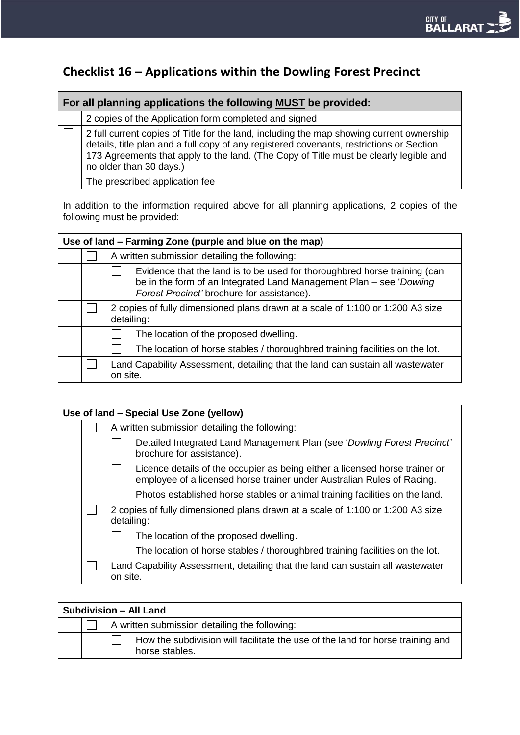## Checklist 16 – Applications within the Dowling Forest Precinct

| For all planning applications the following **MUST** be provided: | |
|---|---|
| ☐ | 2 copies of the Application form completed and signed |
| ☐ | 2 full current copies of Title for the land, including the map showing current ownership details, title plan and a full copy of any registered covenants, restrictions or Section 173 Agreements that apply to the land. (The Copy of Title must be clearly legible and no older than 30 days.) |
| ☐ | The prescribed application fee |

In addition to the information required above for all planning applications, 2 copies of the following must be provided:

| Use of land – Farming Zone (purple and blue on the map) | | | |
|---|---|---|---|
| | ☐ | A written submission detailing the following: | |
| | | ☐ | Evidence that the land is to be used for thoroughbred horse training (can be in the form of an Integrated Land Management Plan – see '*Dowling Forest Precinct'* brochure for assistance). |
| | ☐ | 2 copies of fully dimensioned plans drawn at a scale of 1:100 or 1:200 A3 size detailing: | |
| | | ☐ | The location of the proposed dwelling. |
| | | ☐ | The location of horse stables / thoroughbred training facilities on the lot. |
| | ☐ | Land Capability Assessment, detailing that the land can sustain all wastewater on site. | |

| Use of land – Special Use Zone (yellow) | | | |
|---|---|---|---|
| | ☐ | A written submission detailing the following: | |
| | | ☐ | Detailed Integrated Land Management Plan (see '*Dowling Forest Precinct'* brochure for assistance). |
| | | ☐ | Licence details of the occupier as being either a licensed horse trainer or employee of a licensed horse trainer under Australian Rules of Racing. |
| | | ☐ | Photos established horse stables or animal training facilities on the land. |
| | ☐ | 2 copies of fully dimensioned plans drawn at a scale of 1:100 or 1:200 A3 size detailing: | |
| | | ☐ | The location of the proposed dwelling. |
| | | ☐ | The location of horse stables / thoroughbred training facilities on the lot. |
| | ☐ | Land Capability Assessment, detailing that the land can sustain all wastewater on site. | |

| Subdivision – All Land | | | |
|---|---|---|---|
| | ☐ | A written submission detailing the following: | |
| | | ☐ | How the subdivision will facilitate the use of the land for horse training and horse stables. |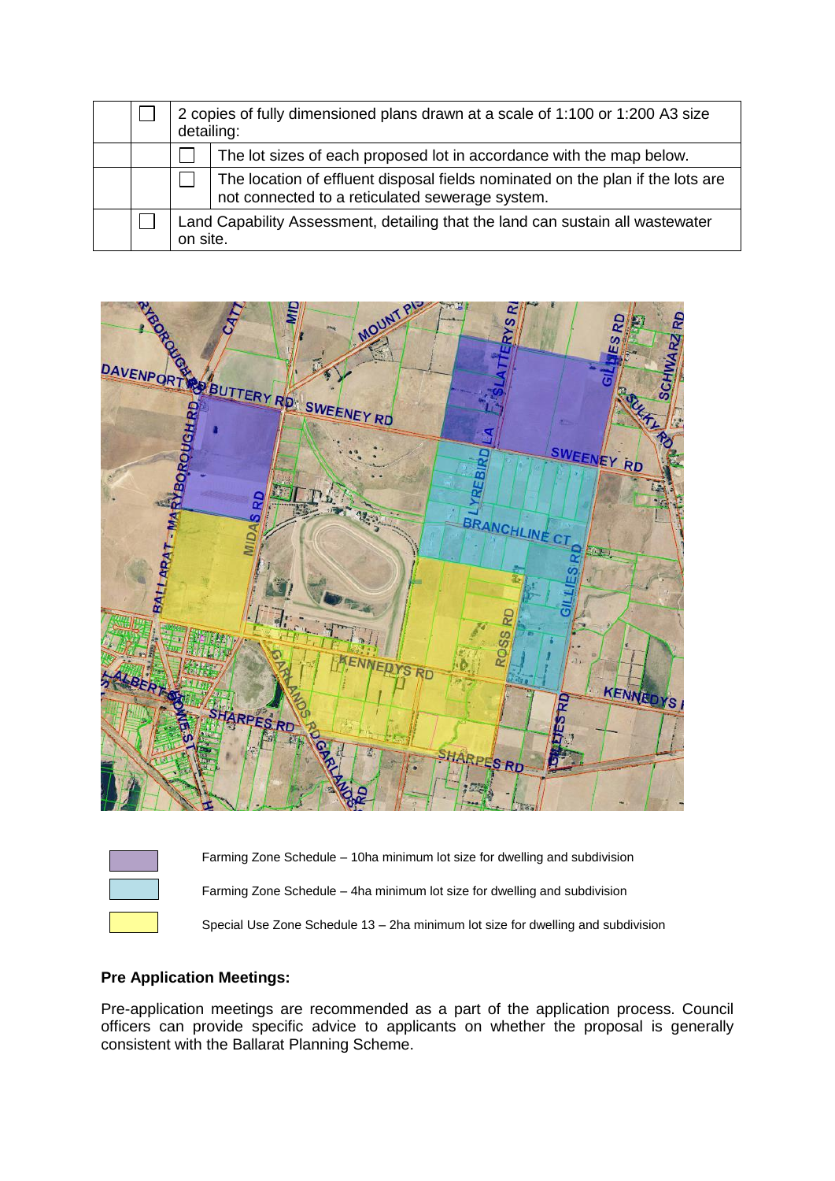| | | |
|---|---|---|
| ☐ | 2 copies of fully dimensioned plans drawn at a scale of 1:100 or 1:200 A3 size detailing: | |
| | ☐ | The lot sizes of each proposed lot in accordance with the map below. |
| | ☐ | The location of effluent disposal fields nominated on the plan if the lots are not connected to a reticulated sewerage system. |
| ☐ | Land Capability Assessment, detailing that the land can sustain all wastewater on site. | |

- Farming Zone Schedule – 10ha minimum lot size for dwelling and subdivision
- Farming Zone Schedule – 4ha minimum lot size for dwelling and subdivision
- Special Use Zone Schedule 13 – 2ha minimum lot size for dwelling and subdivision

**Pre Application Meetings:**

Pre-application meetings are recommended as a part of the application process. Council officers can provide specific advice to applicants on whether the proposal is generally consistent with the Ballarat Planning Scheme.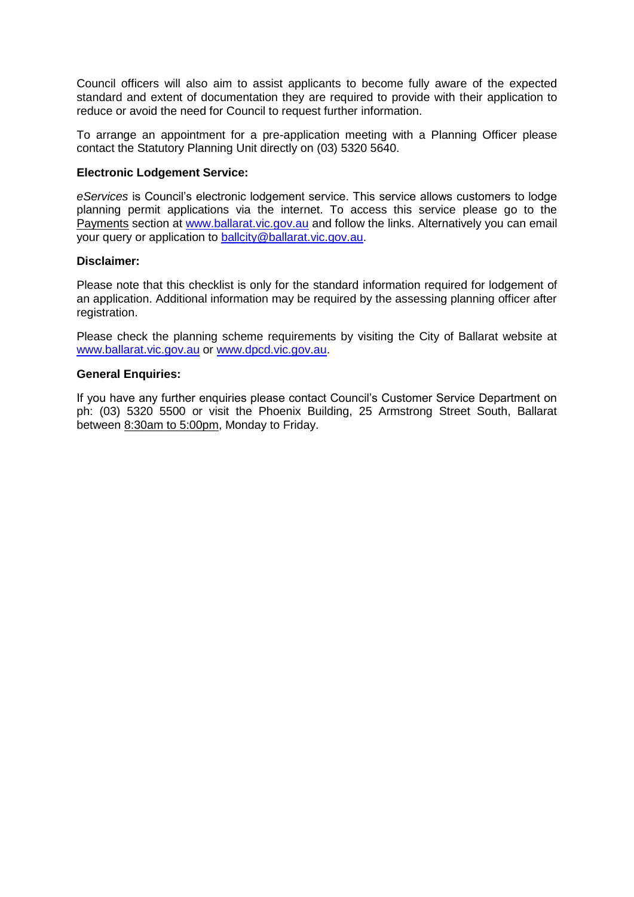Council officers will also aim to assist applicants to become fully aware of the expected standard and extent of documentation they are required to provide with their application to reduce or avoid the need for Council to request further information.

To arrange an appointment for a pre-application meeting with a Planning Officer please contact the Statutory Planning Unit directly on (03) 5320 5640.

**Electronic Lodgement Service:**

*eServices* is Council's electronic lodgement service. This service allows customers to lodge planning permit applications via the internet. To access this service please go to the Payments section at www.ballarat.vic.gov.au and follow the links. Alternatively you can email your query or application to ballcity@ballarat.vic.gov.au.

**Disclaimer:**

Please note that this checklist is only for the standard information required for lodgement of an application. Additional information may be required by the assessing planning officer after registration.

Please check the planning scheme requirements by visiting the City of Ballarat website at www.ballarat.vic.gov.au or www.dpcd.vic.gov.au.

**General Enquiries:**

If you have any further enquiries please contact Council's Customer Service Department on ph: (03) 5320 5500 or visit the Phoenix Building, 25 Armstrong Street South, Ballarat between 8:30am to 5:00pm, Monday to Friday.